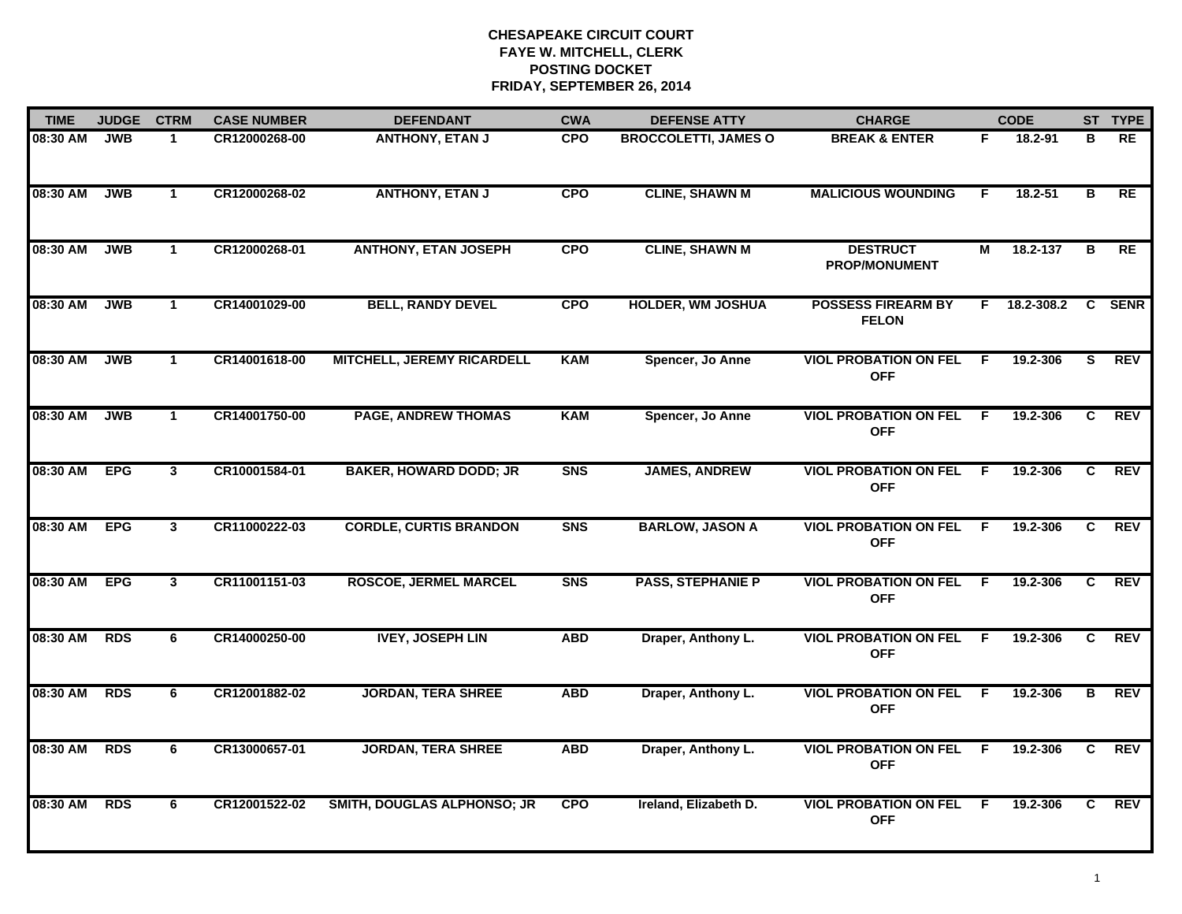# CHESAPEAKE CIRCUIT COURT
## FAYE W. MITCHELL, CLERK
## POSTING DOCKET
## FRIDAY, SEPTEMBER 26, 2014

| TIME | JUDGE | CTRM | CASE NUMBER | DEFENDANT | CWA | DEFENSE ATTY | CHARGE | | CODE | ST | TYPE |
|---|---|---|---|---|---|---|---|---|---|---|---|
| 08:30 AM | JWB | 1 | CR12000268-00 | ANTHONY, ETAN J | CPO | BROCCOLETTI, JAMES O | BREAK & ENTER | F | 18.2-91 | B | RE |
| 08:30 AM | JWB | 1 | CR12000268-02 | ANTHONY, ETAN J | CPO | CLINE, SHAWN M | MALICIOUS WOUNDING | F | 18.2-51 | B | RE |
| 08:30 AM | JWB | 1 | CR12000268-01 | ANTHONY, ETAN JOSEPH | CPO | CLINE, SHAWN M | DESTRUCT PROP/MONUMENT | M | 18.2-137 | B | RE |
| 08:30 AM | JWB | 1 | CR14001029-00 | BELL, RANDY DEVEL | CPO | HOLDER, WM JOSHUA | POSSESS FIREARM BY FELON | F | 18.2-308.2 | C | SENR |
| 08:30 AM | JWB | 1 | CR14001618-00 | MITCHELL, JEREMY RICARDELL | KAM | Spencer, Jo Anne | VIOL PROBATION ON FEL OFF | F | 19.2-306 | S | REV |
| 08:30 AM | JWB | 1 | CR14001750-00 | PAGE, ANDREW THOMAS | KAM | Spencer, Jo Anne | VIOL PROBATION ON FEL OFF | F | 19.2-306 | C | REV |
| 08:30 AM | EPG | 3 | CR10001584-01 | BAKER, HOWARD DODD; JR | SNS | JAMES, ANDREW | VIOL PROBATION ON FEL OFF | F | 19.2-306 | C | REV |
| 08:30 AM | EPG | 3 | CR11000222-03 | CORDLE, CURTIS BRANDON | SNS | BARLOW, JASON A | VIOL PROBATION ON FEL OFF | F | 19.2-306 | C | REV |
| 08:30 AM | EPG | 3 | CR11001151-03 | ROSCOE, JERMEL MARCEL | SNS | PASS, STEPHANIE P | VIOL PROBATION ON FEL OFF | F | 19.2-306 | C | REV |
| 08:30 AM | RDS | 6 | CR14000250-00 | IVEY, JOSEPH LIN | ABD | Draper, Anthony L. | VIOL PROBATION ON FEL OFF | F | 19.2-306 | C | REV |
| 08:30 AM | RDS | 6 | CR12001882-02 | JORDAN, TERA SHREE | ABD | Draper, Anthony L. | VIOL PROBATION ON FEL OFF | F | 19.2-306 | B | REV |
| 08:30 AM | RDS | 6 | CR13000657-01 | JORDAN, TERA SHREE | ABD | Draper, Anthony L. | VIOL PROBATION ON FEL OFF | F | 19.2-306 | C | REV |
| 08:30 AM | RDS | 6 | CR12001522-02 | SMITH, DOUGLAS ALPHONSO; JR | CPO | Ireland, Elizabeth D. | VIOL PROBATION ON FEL OFF | F | 19.2-306 | C | REV |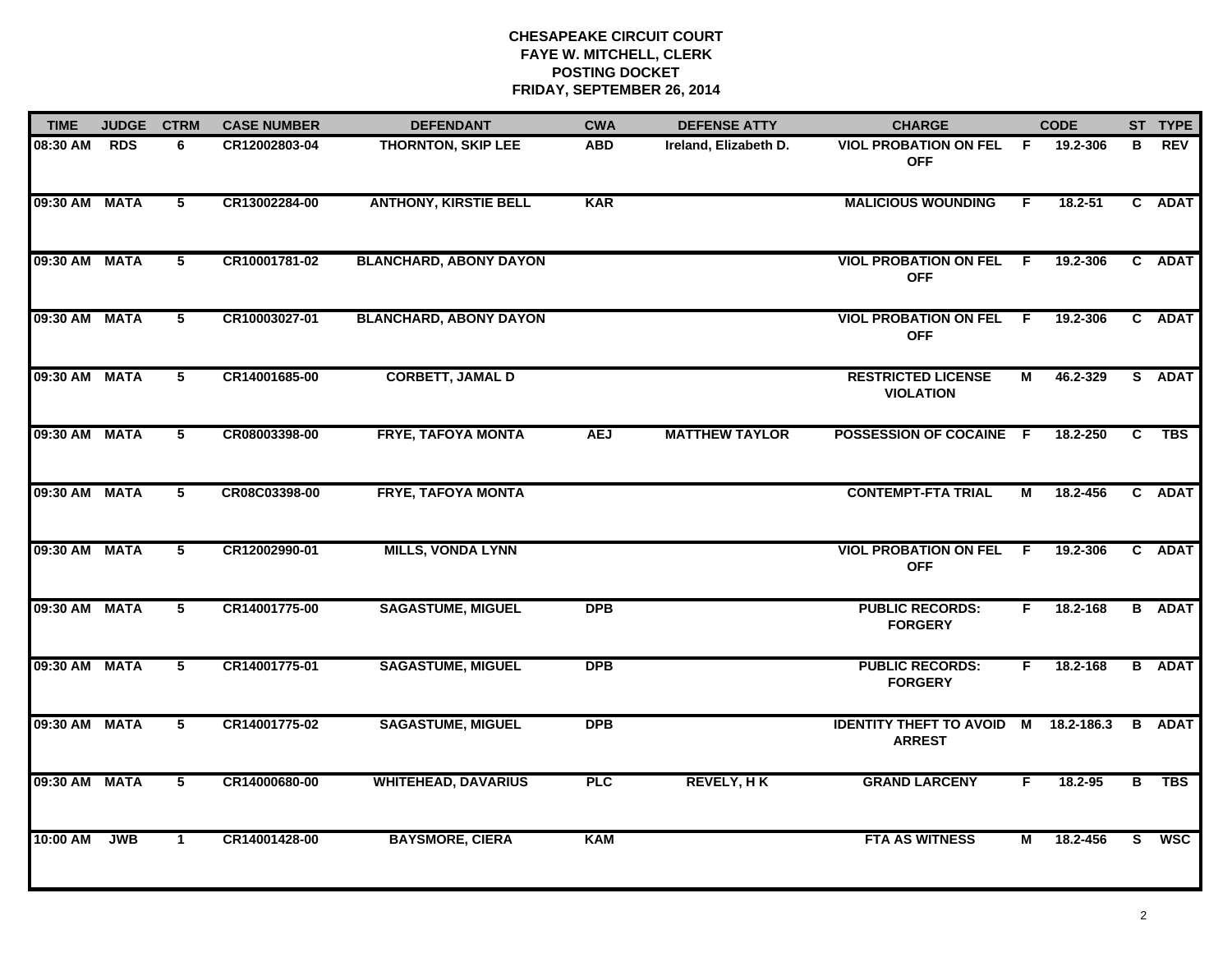**CHESAPEAKE CIRCUIT COURT**
**FAYE W. MITCHELL, CLERK**
**POSTING DOCKET**
**FRIDAY, SEPTEMBER 26, 2014**

| TIME | JUDGE | CTRM | CASE NUMBER | DEFENDANT | CWA | DEFENSE ATTY | CHARGE | | CODE | ST | TYPE |
|---|---|---|---|---|---|---|---|---|---|---|---|
| 08:30 AM | RDS | 6 | CR12002803-04 | THORNTON, SKIP LEE | ABD | Ireland, Elizabeth D. | VIOL PROBATION ON FEL OFF | F | 19.2-306 | B | REV |
| 09:30 AM | MATA | 5 | CR13002284-00 | ANTHONY, KIRSTIE BELL | KAR | | MALICIOUS WOUNDING | F | 18.2-51 | C | ADAT |
| 09:30 AM | MATA | 5 | CR10001781-02 | BLANCHARD, ABONY DAYON | | | VIOL PROBATION ON FEL OFF | F | 19.2-306 | C | ADAT |
| 09:30 AM | MATA | 5 | CR10003027-01 | BLANCHARD, ABONY DAYON | | | VIOL PROBATION ON FEL OFF | F | 19.2-306 | C | ADAT |
| 09:30 AM | MATA | 5 | CR14001685-00 | CORBETT, JAMAL D | | | RESTRICTED LICENSE VIOLATION | M | 46.2-329 | S | ADAT |
| 09:30 AM | MATA | 5 | CR08003398-00 | FRYE, TAFOYA MONTA | AEJ | MATTHEW TAYLOR | POSSESSION OF COCAINE | F | 18.2-250 | C | TBS |
| 09:30 AM | MATA | 5 | CR08C03398-00 | FRYE, TAFOYA MONTA | | | CONTEMPT-FTA TRIAL | M | 18.2-456 | C | ADAT |
| 09:30 AM | MATA | 5 | CR12002990-01 | MILLS, VONDA LYNN | | | VIOL PROBATION ON FEL OFF | F | 19.2-306 | C | ADAT |
| 09:30 AM | MATA | 5 | CR14001775-00 | SAGASTUME, MIGUEL | DPB | | PUBLIC RECORDS: FORGERY | F | 18.2-168 | B | ADAT |
| 09:30 AM | MATA | 5 | CR14001775-01 | SAGASTUME, MIGUEL | DPB | | PUBLIC RECORDS: FORGERY | F | 18.2-168 | B | ADAT |
| 09:30 AM | MATA | 5 | CR14001775-02 | SAGASTUME, MIGUEL | DPB | | IDENTITY THEFT TO AVOID ARREST | M | 18.2-186.3 | B | ADAT |
| 09:30 AM | MATA | 5 | CR14000680-00 | WHITEHEAD, DAVARIUS | PLC | REVELY, H K | GRAND LARCENY | F | 18.2-95 | B | TBS |
| 10:00 AM | JWB | 1 | CR14001428-00 | BAYSMORE, CIERA | KAM | | FTA AS WITNESS | M | 18.2-456 | S | WSC |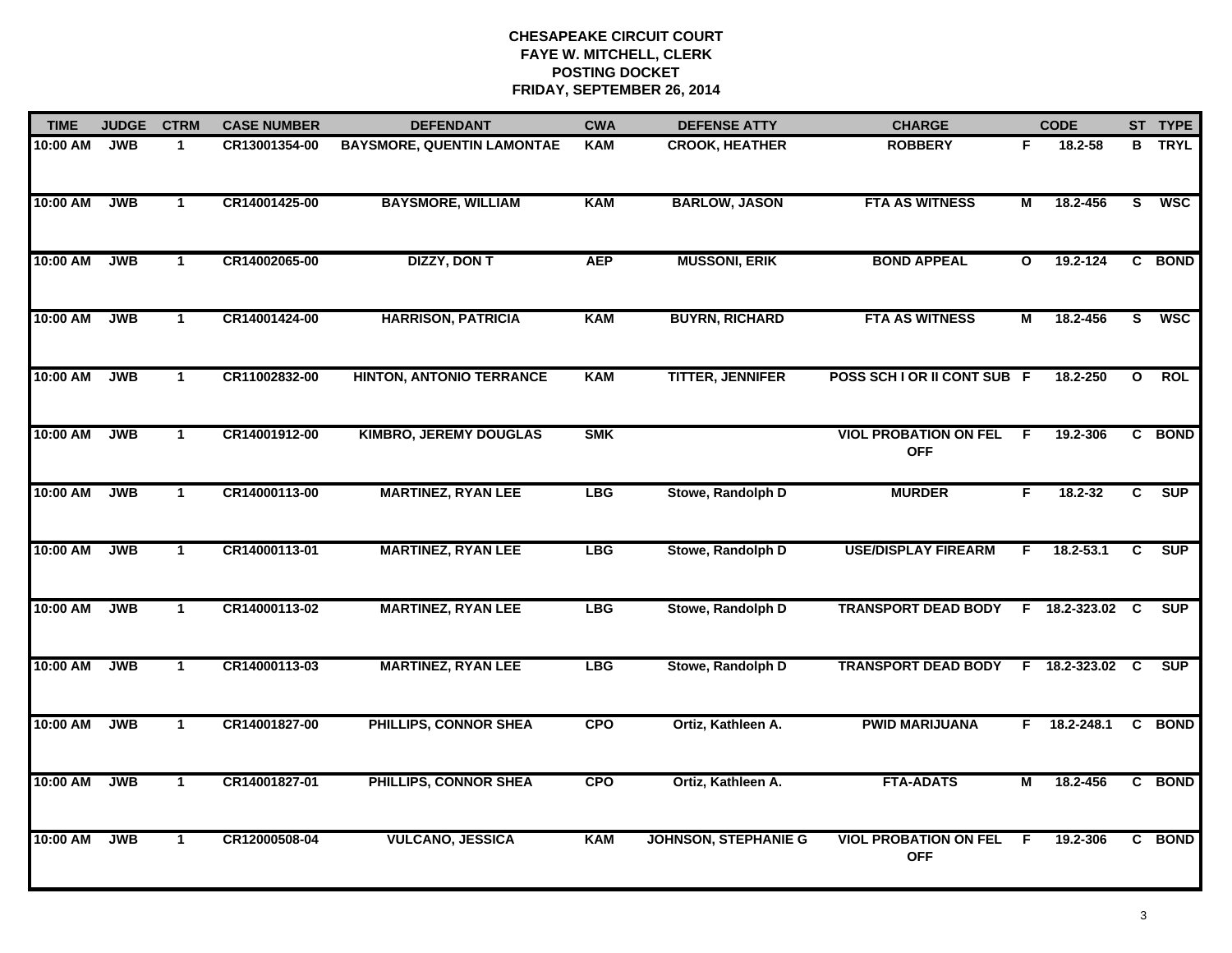**CHESAPEAKE CIRCUIT COURT**
**FAYE W. MITCHELL, CLERK**
**POSTING DOCKET**
**FRIDAY, SEPTEMBER 26, 2014**

| TIME | JUDGE | CTRM | CASE NUMBER | DEFENDANT | CWA | DEFENSE ATTY | CHARGE | | CODE | ST | TYPE |
|---|---|---|---|---|---|---|---|---|---|---|---|
| 10:00 AM | JWB | 1 | CR13001354-00 | BAYSMORE, QUENTIN LAMONTAE | KAM | CROOK, HEATHER | ROBBERY | F | 18.2-58 | B | TRYL |
| 10:00 AM | JWB | 1 | CR14001425-00 | BAYSMORE, WILLIAM | KAM | BARLOW, JASON | FTA AS WITNESS | M | 18.2-456 | S | WSC |
| 10:00 AM | JWB | 1 | CR14002065-00 | DIZZY, DON T | AEP | MUSSONI, ERIK | BOND APPEAL | O | 19.2-124 | C | BOND |
| 10:00 AM | JWB | 1 | CR14001424-00 | HARRISON, PATRICIA | KAM | BUYRN, RICHARD | FTA AS WITNESS | M | 18.2-456 | S | WSC |
| 10:00 AM | JWB | 1 | CR11002832-00 | HINTON, ANTONIO TERRANCE | KAM | TITTER, JENNIFER | POSS SCH I OR II CONT SUB | F | 18.2-250 | O | ROL |
| 10:00 AM | JWB | 1 | CR14001912-00 | KIMBRO, JEREMY DOUGLAS | SMK | | VIOL PROBATION ON FEL OFF | F | 19.2-306 | C | BOND |
| 10:00 AM | JWB | 1 | CR14000113-00 | MARTINEZ, RYAN LEE | LBG | Stowe, Randolph D | MURDER | F | 18.2-32 | C | SUP |
| 10:00 AM | JWB | 1 | CR14000113-01 | MARTINEZ, RYAN LEE | LBG | Stowe, Randolph D | USE/DISPLAY FIREARM | F | 18.2-53.1 | C | SUP |
| 10:00 AM | JWB | 1 | CR14000113-02 | MARTINEZ, RYAN LEE | LBG | Stowe, Randolph D | TRANSPORT DEAD BODY | F | 18.2-323.02 | C | SUP |
| 10:00 AM | JWB | 1 | CR14000113-03 | MARTINEZ, RYAN LEE | LBG | Stowe, Randolph D | TRANSPORT DEAD BODY | F | 18.2-323.02 | C | SUP |
| 10:00 AM | JWB | 1 | CR14001827-00 | PHILLIPS, CONNOR SHEA | CPO | Ortiz, Kathleen A. | PWID MARIJUANA | F | 18.2-248.1 | C | BOND |
| 10:00 AM | JWB | 1 | CR14001827-01 | PHILLIPS, CONNOR SHEA | CPO | Ortiz, Kathleen A. | FTA-ADATS | M | 18.2-456 | C | BOND |
| 10:00 AM | JWB | 1 | CR12000508-04 | VULCANO, JESSICA | KAM | JOHNSON, STEPHANIE G | VIOL PROBATION ON FEL OFF | F | 19.2-306 | C | BOND |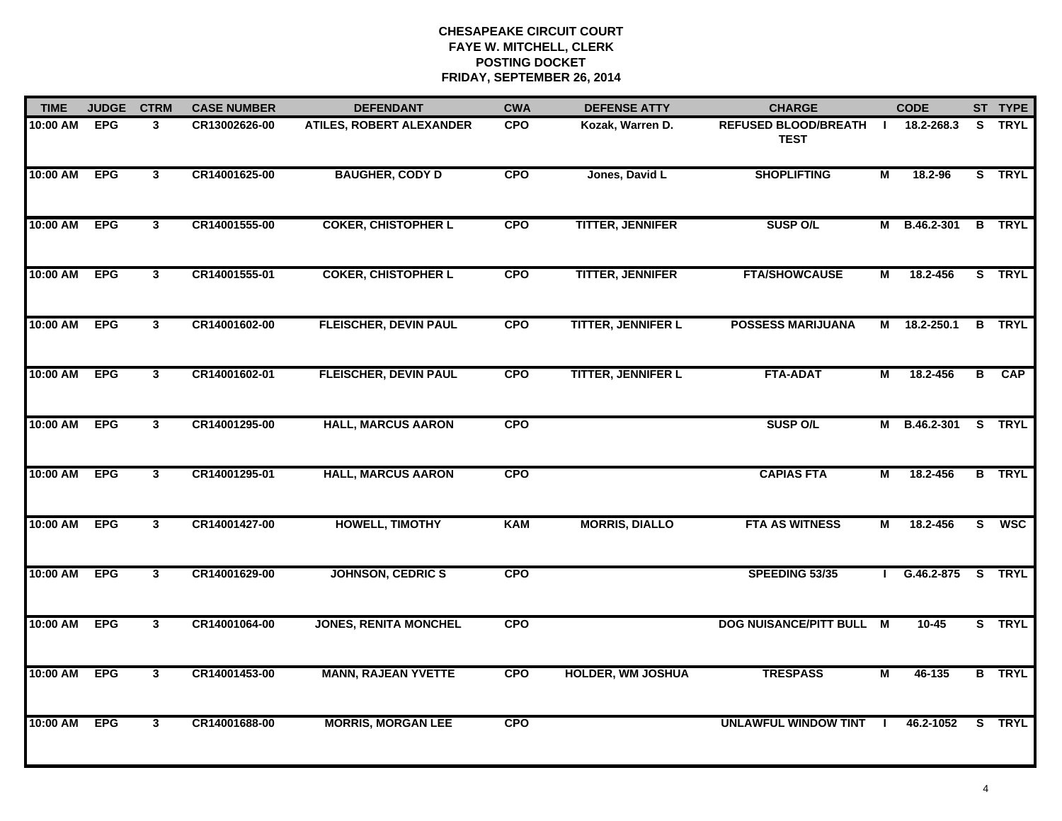**CHESAPEAKE CIRCUIT COURT**
**FAYE W. MITCHELL, CLERK**
**POSTING DOCKET**
**FRIDAY, SEPTEMBER 26, 2014**

| TIME | JUDGE | CTRM | CASE NUMBER | DEFENDANT | CWA | DEFENSE ATTY | CHARGE | | CODE | ST | TYPE |
|---|---|---|---|---|---|---|---|---|---|---|---|
| 10:00 AM | EPG | 3 | CR13002626-00 | ATILES, ROBERT ALEXANDER | CPO | Kozak, Warren D. | REFUSED BLOOD/BREATH TEST | I | 18.2-268.3 | S | TRYL |
| 10:00 AM | EPG | 3 | CR14001625-00 | BAUGHER, CODY D | CPO | Jones, David L | SHOPLIFTING | M | 18.2-96 | S | TRYL |
| 10:00 AM | EPG | 3 | CR14001555-00 | COKER, CHISTOPHER L | CPO | TITTER, JENNIFER | SUSP O/L | M | B.46.2-301 | B | TRYL |
| 10:00 AM | EPG | 3 | CR14001555-01 | COKER, CHISTOPHER L | CPO | TITTER, JENNIFER | FTA/SHOWCAUSE | M | 18.2-456 | S | TRYL |
| 10:00 AM | EPG | 3 | CR14001602-00 | FLEISCHER, DEVIN PAUL | CPO | TITTER, JENNIFER L | POSSESS MARIJUANA | M | 18.2-250.1 | B | TRYL |
| 10:00 AM | EPG | 3 | CR14001602-01 | FLEISCHER, DEVIN PAUL | CPO | TITTER, JENNIFER L | FTA-ADAT | M | 18.2-456 | B | CAP |
| 10:00 AM | EPG | 3 | CR14001295-00 | HALL, MARCUS AARON | CPO | | SUSP O/L | M | B.46.2-301 | S | TRYL |
| 10:00 AM | EPG | 3 | CR14001295-01 | HALL, MARCUS AARON | CPO | | CAPIAS FTA | M | 18.2-456 | B | TRYL |
| 10:00 AM | EPG | 3 | CR14001427-00 | HOWELL, TIMOTHY | KAM | MORRIS, DIALLO | FTA AS WITNESS | M | 18.2-456 | S | WSC |
| 10:00 AM | EPG | 3 | CR14001629-00 | JOHNSON, CEDRIC S | CPO | | SPEEDING 53/35 | I | G.46.2-875 | S | TRYL |
| 10:00 AM | EPG | 3 | CR14001064-00 | JONES, RENITA MONCHEL | CPO | | DOG NUISANCE/PITT BULL | M | 10-45 | S | TRYL |
| 10:00 AM | EPG | 3 | CR14001453-00 | MANN, RAJEAN YVETTE | CPO | HOLDER, WM JOSHUA | TRESPASS | M | 46-135 | B | TRYL |
| 10:00 AM | EPG | 3 | CR14001688-00 | MORRIS, MORGAN LEE | CPO | | UNLAWFUL WINDOW TINT | I | 46.2-1052 | S | TRYL |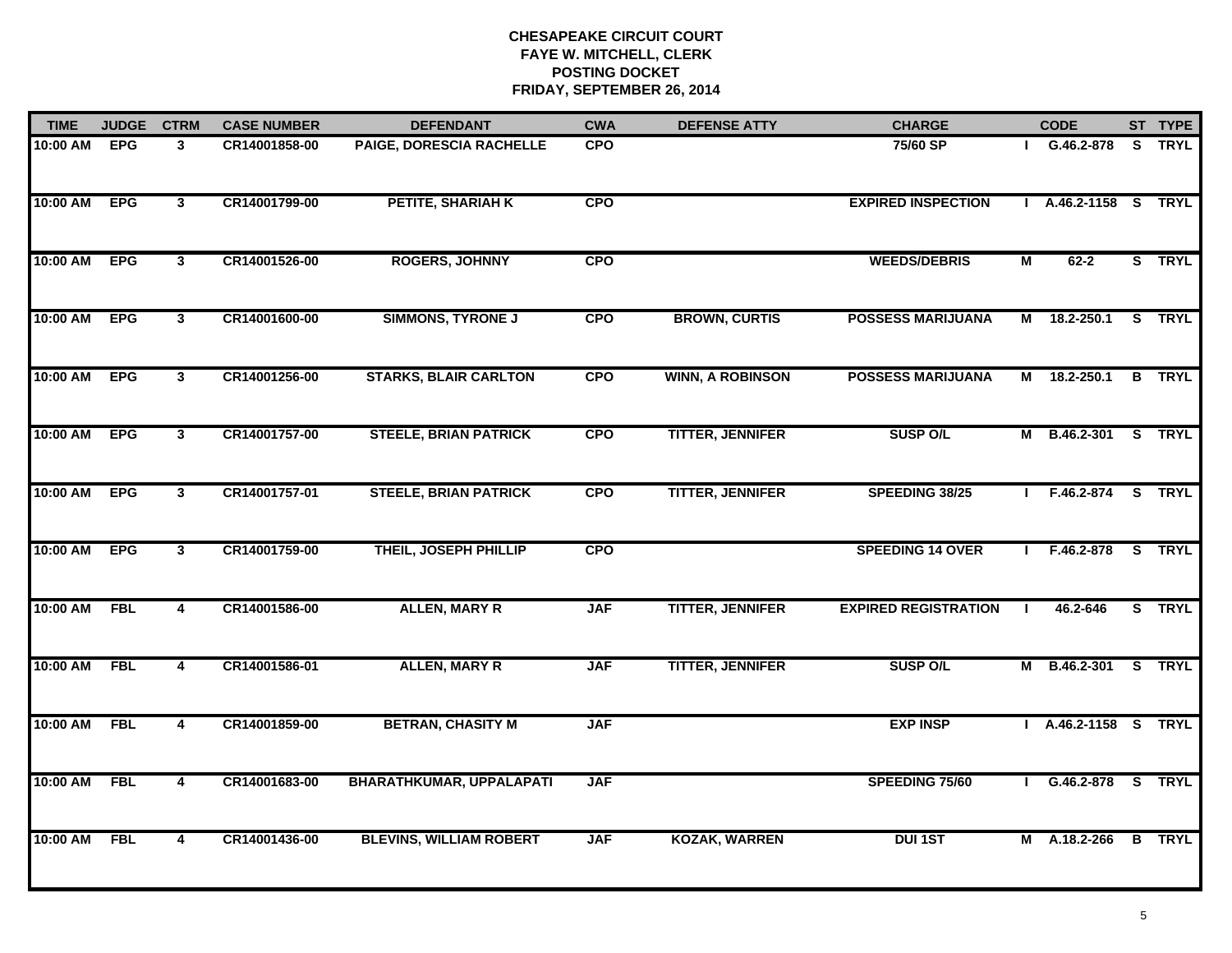**CHESAPEAKE CIRCUIT COURT**
**FAYE W. MITCHELL, CLERK**
**POSTING DOCKET**
**FRIDAY, SEPTEMBER 26, 2014**

| TIME | JUDGE | CTRM | CASE NUMBER | DEFENDANT | CWA | DEFENSE ATTY | CHARGE | | CODE | ST | TYPE |
|---|---|---|---|---|---|---|---|---|---|---|---|
| 10:00 AM | EPG | 3 | CR14001858-00 | PAIGE, DORESCIA RACHELLE | CPO | | 75/60 SP | I | G.46.2-878 | S | TRYL |
| 10:00 AM | EPG | 3 | CR14001799-00 | PETITE, SHARIAH K | CPO | | EXPIRED INSPECTION | I | A.46.2-1158 | S | TRYL |
| 10:00 AM | EPG | 3 | CR14001526-00 | ROGERS, JOHNNY | CPO | | WEEDS/DEBRIS | M | 62-2 | S | TRYL |
| 10:00 AM | EPG | 3 | CR14001600-00 | SIMMONS, TYRONE J | CPO | BROWN, CURTIS | POSSESS MARIJUANA | M | 18.2-250.1 | S | TRYL |
| 10:00 AM | EPG | 3 | CR14001256-00 | STARKS, BLAIR CARLTON | CPO | WINN, A ROBINSON | POSSESS MARIJUANA | M | 18.2-250.1 | B | TRYL |
| 10:00 AM | EPG | 3 | CR14001757-00 | STEELE, BRIAN PATRICK | CPO | TITTER, JENNIFER | SUSP O/L | M | B.46.2-301 | S | TRYL |
| 10:00 AM | EPG | 3 | CR14001757-01 | STEELE, BRIAN PATRICK | CPO | TITTER, JENNIFER | SPEEDING 38/25 | I | F.46.2-874 | S | TRYL |
| 10:00 AM | EPG | 3 | CR14001759-00 | THEIL, JOSEPH PHILLIP | CPO | | SPEEDING 14 OVER | I | F.46.2-878 | S | TRYL |
| 10:00 AM | FBL | 4 | CR14001586-00 | ALLEN, MARY R | JAF | TITTER, JENNIFER | EXPIRED REGISTRATION | I | 46.2-646 | S | TRYL |
| 10:00 AM | FBL | 4 | CR14001586-01 | ALLEN, MARY R | JAF | TITTER, JENNIFER | SUSP O/L | M | B.46.2-301 | S | TRYL |
| 10:00 AM | FBL | 4 | CR14001859-00 | BETRAN, CHASITY M | JAF | | EXP INSP | I | A.46.2-1158 | S | TRYL |
| 10:00 AM | FBL | 4 | CR14001683-00 | BHARATHKUMAR, UPPALAPATI | JAF | | SPEEDING 75/60 | I | G.46.2-878 | S | TRYL |
| 10:00 AM | FBL | 4 | CR14001436-00 | BLEVINS, WILLIAM ROBERT | JAF | KOZAK, WARREN | DUI 1ST | M | A.18.2-266 | B | TRYL |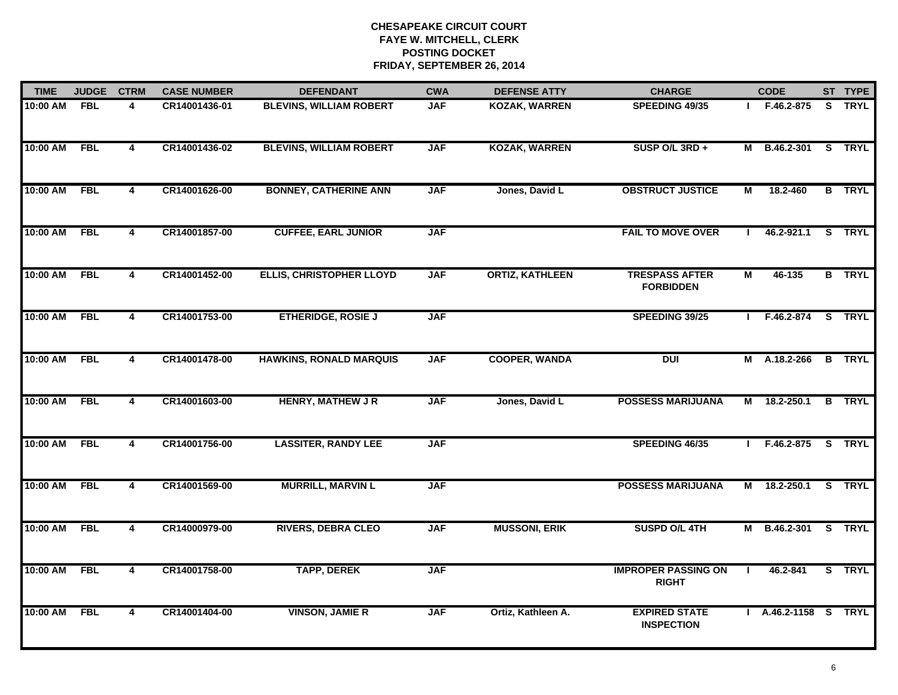# CHESAPEAKE CIRCUIT COURT
## FAYE W. MITCHELL, CLERK
## POSTING DOCKET
## FRIDAY, SEPTEMBER 26, 2014

| TIME | JUDGE | CTRM | CASE NUMBER | DEFENDANT | CWA | DEFENSE ATTY | CHARGE | | CODE | ST | TYPE |
|---|---|---|---|---|---|---|---|---|---|---|---|
| 10:00 AM | FBL | 4 | CR14001436-01 | BLEVINS, WILLIAM ROBERT | JAF | KOZAK, WARREN | SPEEDING 49/35 | I | F.46.2-875 | S | TRYL |
| 10:00 AM | FBL | 4 | CR14001436-02 | BLEVINS, WILLIAM ROBERT | JAF | KOZAK, WARREN | SUSP O/L 3RD + | M | B.46.2-301 | S | TRYL |
| 10:00 AM | FBL | 4 | CR14001626-00 | BONNEY, CATHERINE ANN | JAF | Jones, David L | OBSTRUCT JUSTICE | M | 18.2-460 | B | TRYL |
| 10:00 AM | FBL | 4 | CR14001857-00 | CUFFEE, EARL JUNIOR | JAF | | FAIL TO MOVE OVER | I | 46.2-921.1 | S | TRYL |
| 10:00 AM | FBL | 4 | CR14001452-00 | ELLIS, CHRISTOPHER LLOYD | JAF | ORTIZ, KATHLEEN | TRESPASS AFTER FORBIDDEN | M | 46-135 | B | TRYL |
| 10:00 AM | FBL | 4 | CR14001753-00 | ETHERIDGE, ROSIE J | JAF | | SPEEDING 39/25 | I | F.46.2-874 | S | TRYL |
| 10:00 AM | FBL | 4 | CR14001478-00 | HAWKINS, RONALD MARQUIS | JAF | COOPER, WANDA | DUI | M | A.18.2-266 | B | TRYL |
| 10:00 AM | FBL | 4 | CR14001603-00 | HENRY, MATHEW J R | JAF | Jones, David L | POSSESS MARIJUANA | M | 18.2-250.1 | B | TRYL |
| 10:00 AM | FBL | 4 | CR14001756-00 | LASSITER, RANDY LEE | JAF | | SPEEDING 46/35 | I | F.46.2-875 | S | TRYL |
| 10:00 AM | FBL | 4 | CR14001569-00 | MURRILL, MARVIN L | JAF | | POSSESS MARIJUANA | M | 18.2-250.1 | S | TRYL |
| 10:00 AM | FBL | 4 | CR14000979-00 | RIVERS, DEBRA CLEO | JAF | MUSSONI, ERIK | SUSPD O/L 4TH | M | B.46.2-301 | S | TRYL |
| 10:00 AM | FBL | 4 | CR14001758-00 | TAPP, DEREK | JAF | | IMPROPER PASSING ON RIGHT | I | 46.2-841 | S | TRYL |
| 10:00 AM | FBL | 4 | CR14001404-00 | VINSON, JAMIE R | JAF | Ortiz, Kathleen A. | EXPIRED STATE INSPECTION | I | A.46.2-1158 | S | TRYL |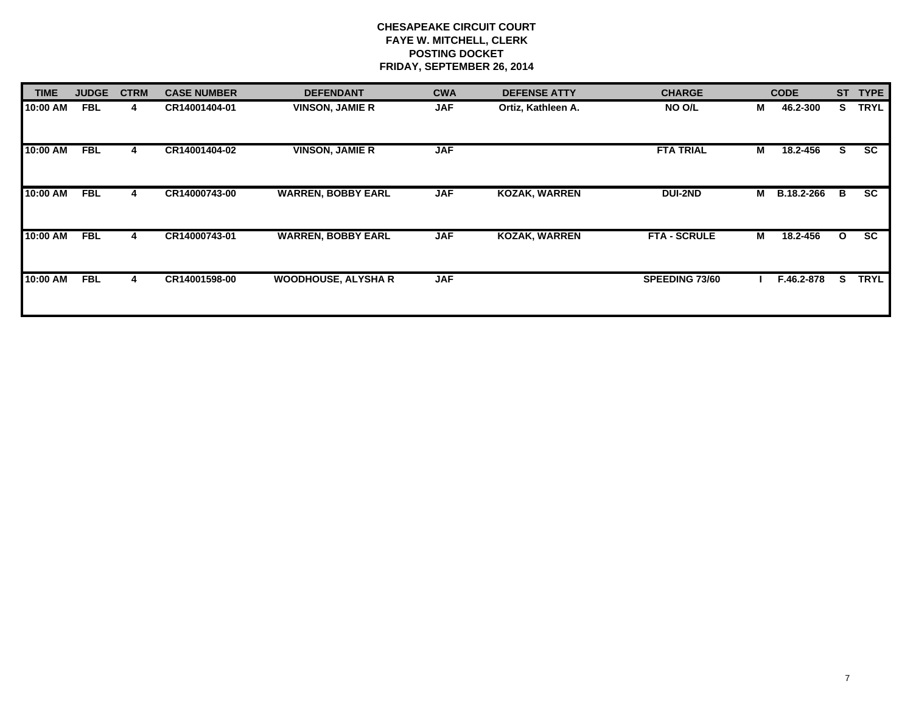**CHESAPEAKE CIRCUIT COURT**
**FAYE W. MITCHELL, CLERK**
**POSTING DOCKET**
**FRIDAY, SEPTEMBER 26, 2014**

| TIME | JUDGE | CTRM | CASE NUMBER | DEFENDANT | CWA | DEFENSE ATTY | CHARGE | | CODE | ST | TYPE |
|---|---|---|---|---|---|---|---|---|---|---|---|
| 10:00 AM | FBL | 4 | CR14001404-01 | VINSON, JAMIE R | JAF | Ortiz, Kathleen A. | NO O/L | M | 46.2-300 | S | TRYL |
| 10:00 AM | FBL | 4 | CR14001404-02 | VINSON, JAMIE R | JAF | | FTA TRIAL | M | 18.2-456 | S | SC |
| 10:00 AM | FBL | 4 | CR14000743-00 | WARREN, BOBBY EARL | JAF | KOZAK, WARREN | DUI-2ND | M | B.18.2-266 | B | SC |
| 10:00 AM | FBL | 4 | CR14000743-01 | WARREN, BOBBY EARL | JAF | KOZAK, WARREN | FTA - SCRULE | M | 18.2-456 | O | SC |
| 10:00 AM | FBL | 4 | CR14001598-00 | WOODHOUSE, ALYSHA R | JAF | | SPEEDING 73/60 | I | F.46.2-878 | S | TRYL |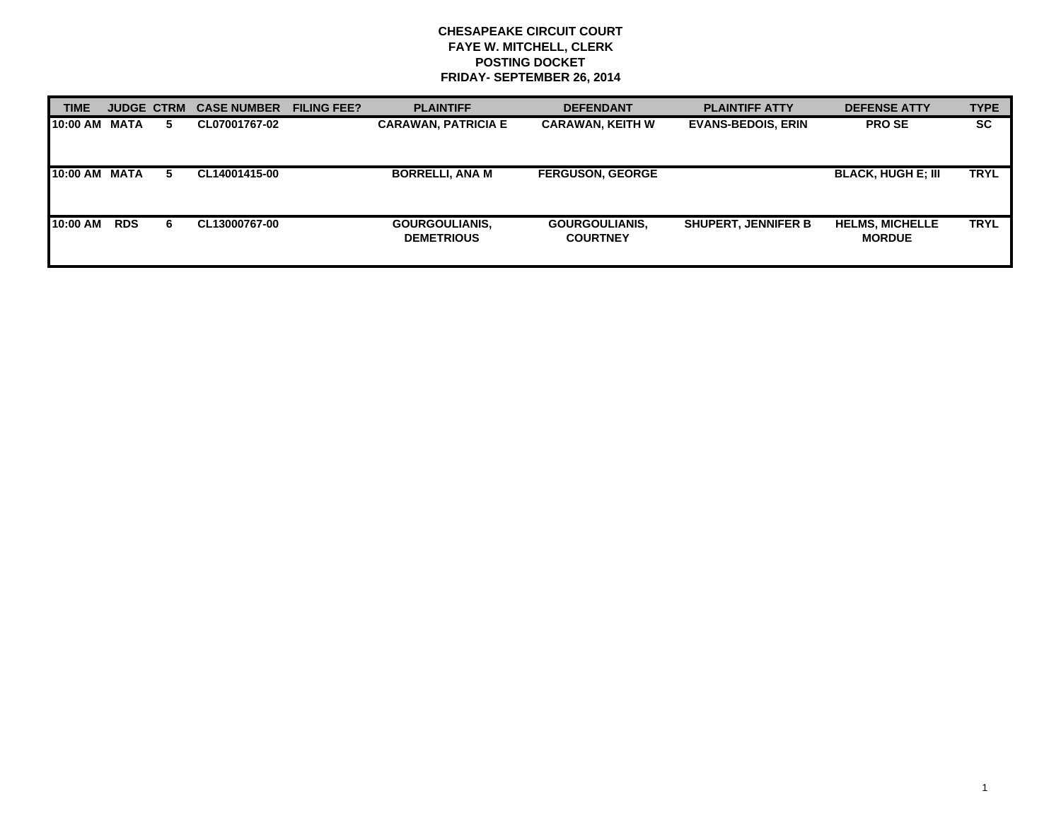**CHESAPEAKE CIRCUIT COURT**
**FAYE W. MITCHELL, CLERK**
**POSTING DOCKET**
**FRIDAY- SEPTEMBER 26, 2014**

| TIME | JUDGE | CTRM | CASE NUMBER | FILING FEE? | PLAINTIFF | DEFENDANT | PLAINTIFF ATTY | DEFENSE ATTY | TYPE |
|---|---|---|---|---|---|---|---|---|---|
| 10:00 AM | MATA | 5 | CL07001767-02 | | CARAWAN, PATRICIA E | CARAWAN, KEITH W | EVANS-BEDOIS, ERIN | PRO SE | SC |
| 10:00 AM | MATA | 5 | CL14001415-00 | | BORRELLI, ANA M | FERGUSON, GEORGE | | BLACK, HUGH E; III | TRYL |
| 10:00 AM | RDS | 6 | CL13000767-00 | | GOURGOULIANIS, DEMETRIOUS | GOURGOULIANIS, COURTNEY | SHUPERT, JENNIFER B | HELMS, MICHELLE MORDUE | TRYL |